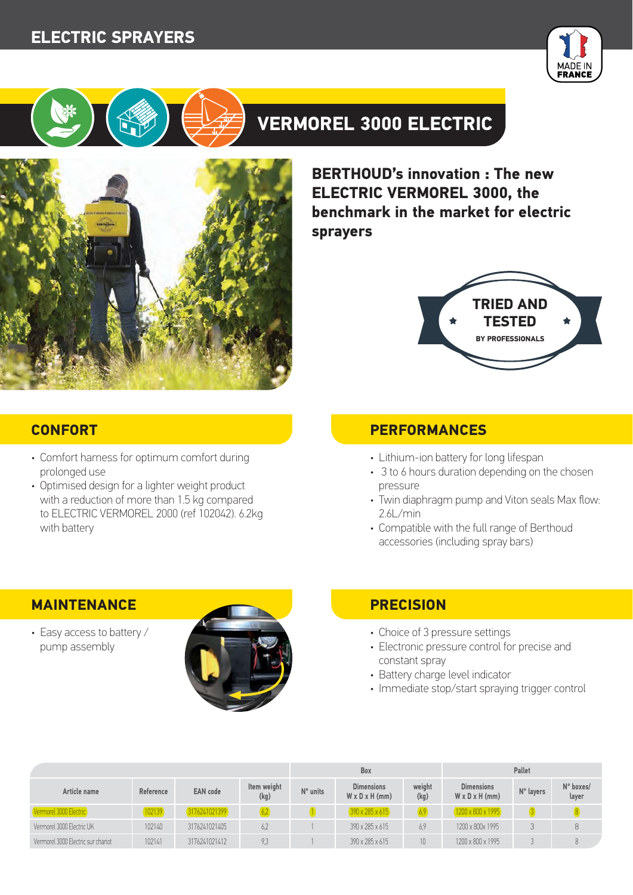# ELECTRIC SPRAYERS

MADE IN FRANCE

## VERMOREL 3000 ELECTRIC

**BERTHOUD's innovation : The new ELECTRIC VERMOREL 3000, the benchmark in the market for electric sprayers**

TRIED AND TESTED BY PROFESSIONALS

## CONFORT

- Comfort harness for optimum comfort during prolonged use
- Optimised design for a lighter weight product with a reduction of more than 1.5 kg compared to ELECTRIC VERMOREL 2000 (ref 102042). 6.2kg with battery

## PERFORMANCES

- Lithium-ion battery for long lifespan
- 3 to 6 hours duration depending on the chosen pressure
- Twin diaphragm pump and Viton seals Max flow: 2.6L/min
- Compatible with the full range of Berthoud accessories (including spray bars)

## MAINTENANCE

- Easy access to battery / pump assembly

## PRECISION

- Choice of 3 pressure settings
- Electronic pressure control for precise and constant spray
- Battery charge level indicator
- Immediate stop/start spraying trigger control

| | | | | Box | | | Pallet | | |
|---|---|---|---|---|---|---|---|---|---|
| Article name | Reference | EAN code | Item weight (kg) | N° units | Dimensions W x D x H (mm) | weight (kg) | Dimensions W x D x H (mm) | N° layers | N° boxes/ layer |
| Vermorel 3000 Electric | 102139 | 3176241021399 | 6,2 | 1 | 390 x 285 x 615 | 6,9 | 1200 x 800 x 1995 | 3 | 8 |
| Vermorel 3000 Electric UK | 102140 | 3176241021405 | 6,2 | 1 | 390 x 285 x 615 | 6,9 | 1200 x 800x 1995 | 3 | 8 |
| Vermorel 3000 Electric sur chariot | 102141 | 3176241021412 | 9,3 | 1 | 390 x 285 x 615 | 10 | 1200 x 800 x 1995 | 3 | 8 |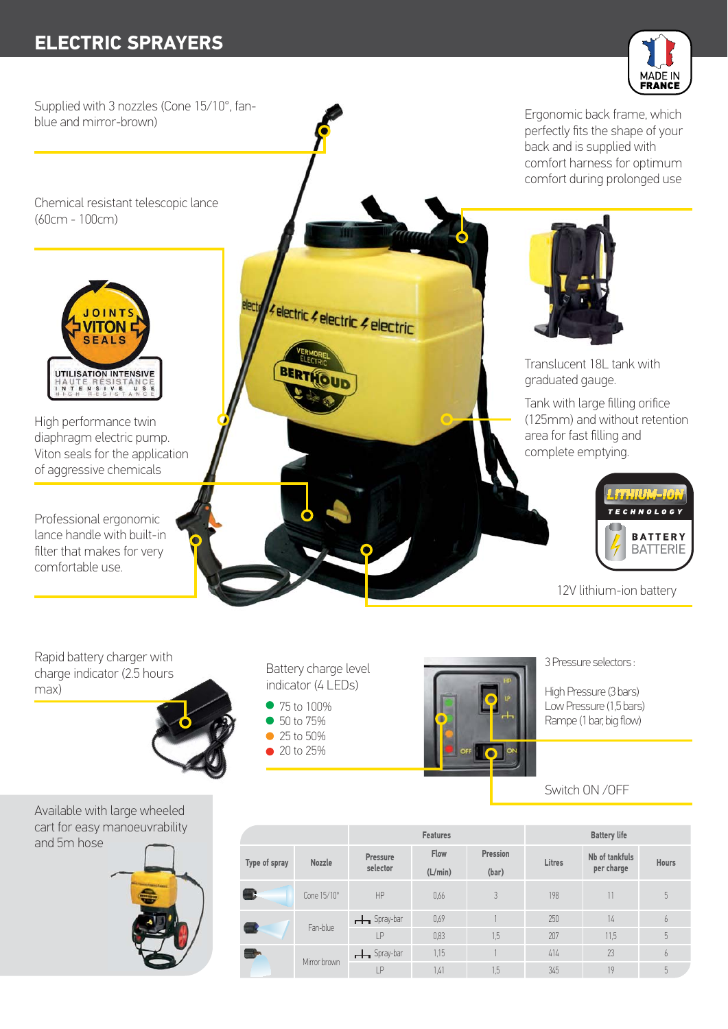# ELECTRIC SPRAYERS

MADE IN FRANCE

Supplied with 3 nozzles (Cone 15/10°, fan-blue and mirror-brown)

Chemical resistant telescopic lance (60cm - 100cm)

JOINTS VITON SEALS
UTILISATION INTENSIVE
HAUTE RÉSISTANCE
INTENSIVE USE
HIGH RESISTANCE

High performance twin diaphragm electric pump. Viton seals for the application of aggressive chemicals

Professional ergonomic lance handle with built-in filter that makes for very comfortable use.

Ergonomic back frame, which perfectly fits the shape of your back and is supplied with comfort harness for optimum comfort during prolonged use

Translucent 18L tank with graduated gauge.

Tank with large filling orifice (125mm) and without retention area for fast filling and complete emptying.

LITHIUM-ION TECHNOLOGY
BATTERY BATTERIE

12V lithium-ion battery

Rapid battery charger with charge indicator (2.5 hours max)

Battery charge level indicator (4 LEDs)

- 75 to 100%
- 50 to 75%
- 25 to 50%
- 20 to 25%

3 Pressure selectors :

High Pressure (3 bars)
Low Pressure (1,5 bars)
Rampe (1 bar, big flow)

Switch ON /OFF

Available with large wheeled cart for easy manoeuvrability and 5m hose

| | | Features | | | Battery life | | |
|---|---|---|---|---|---|---|---|
| Type of spray | Nozzle | Pressure selector | Flow (L/min) | Pression (bar) | Litres | Nb of tankfuls per charge | Hours |
| | Cone 15/10° | HP | 0,66 | 3 | 198 | 11 | 5 |
| | Fan-blue | Spray-bar | 0,69 | 1 | 250 | 14 | 6 |
| | | LP | 0,83 | 1,5 | 207 | 11,5 | 5 |
| | Mirror brown | Spray-bar | 1,15 | 1 | 414 | 23 | 6 |
| | | LP | 1,41 | 1,5 | 345 | 19 | 5 |